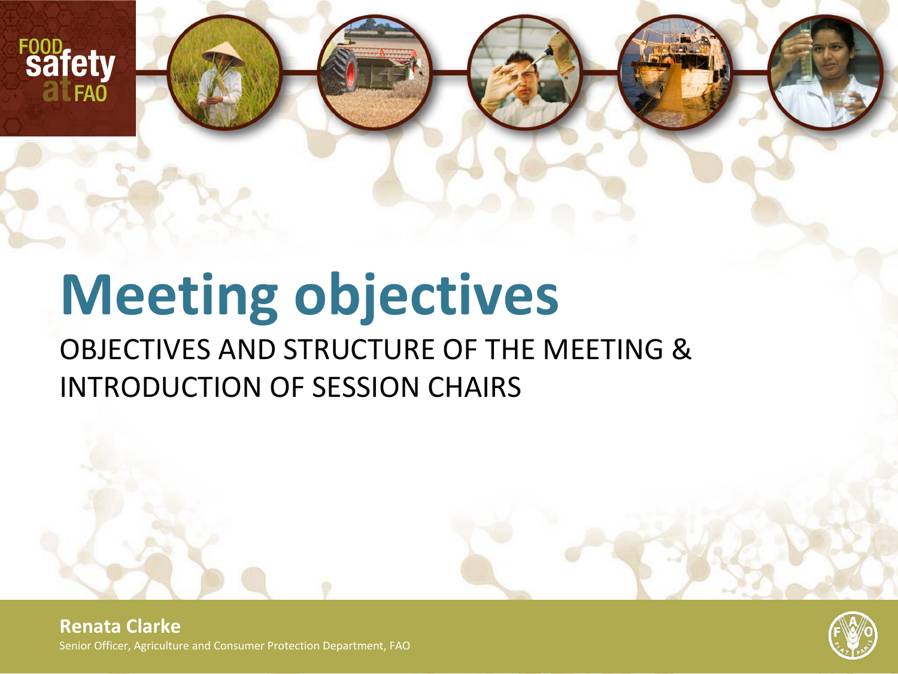# Meeting objectives

## OBJECTIVES AND STRUCTURE OF THE MEETING & INTRODUCTION OF SESSION CHAIRS

**Renata Clarke**

Senior Officer, Agriculture and Consumer Protection Department, FAO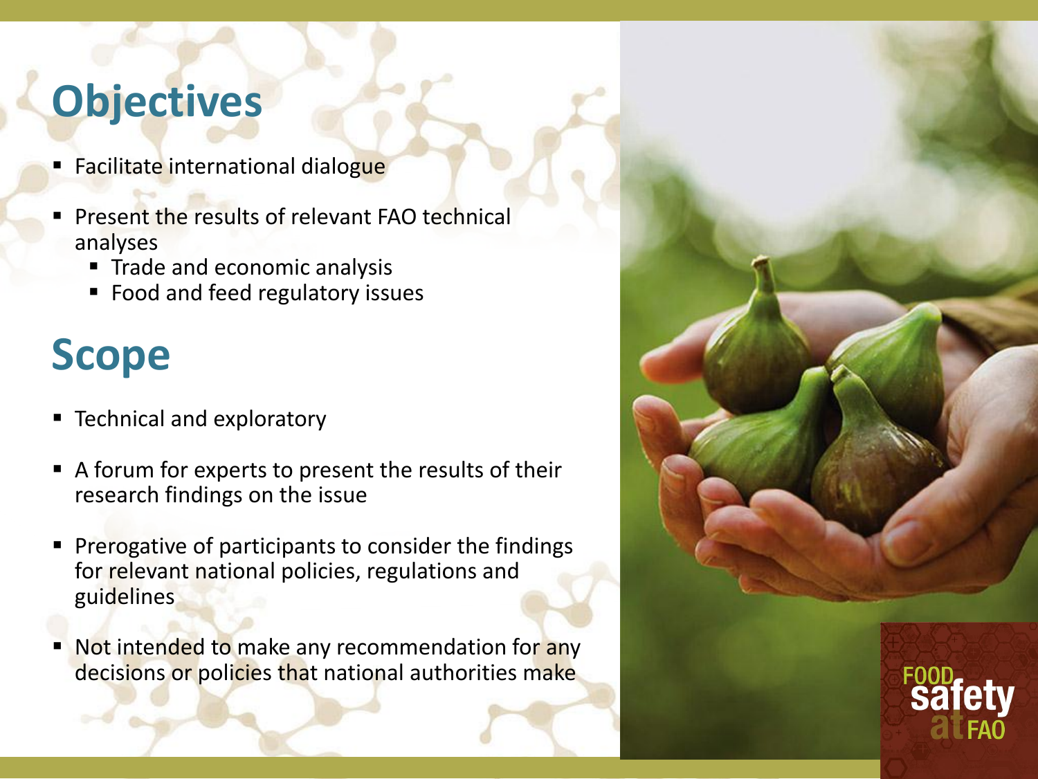# Objectives

- Facilitate international dialogue
- Present the results of relevant FAO technical analyses
  - Trade and economic analysis
  - Food and feed regulatory issues

# Scope

- Technical and exploratory
- A forum for experts to present the results of their research findings on the issue
- Prerogative of participants to consider the findings for relevant national policies, regulations and guidelines
- Not intended to make any recommendation for any decisions or policies that national authorities make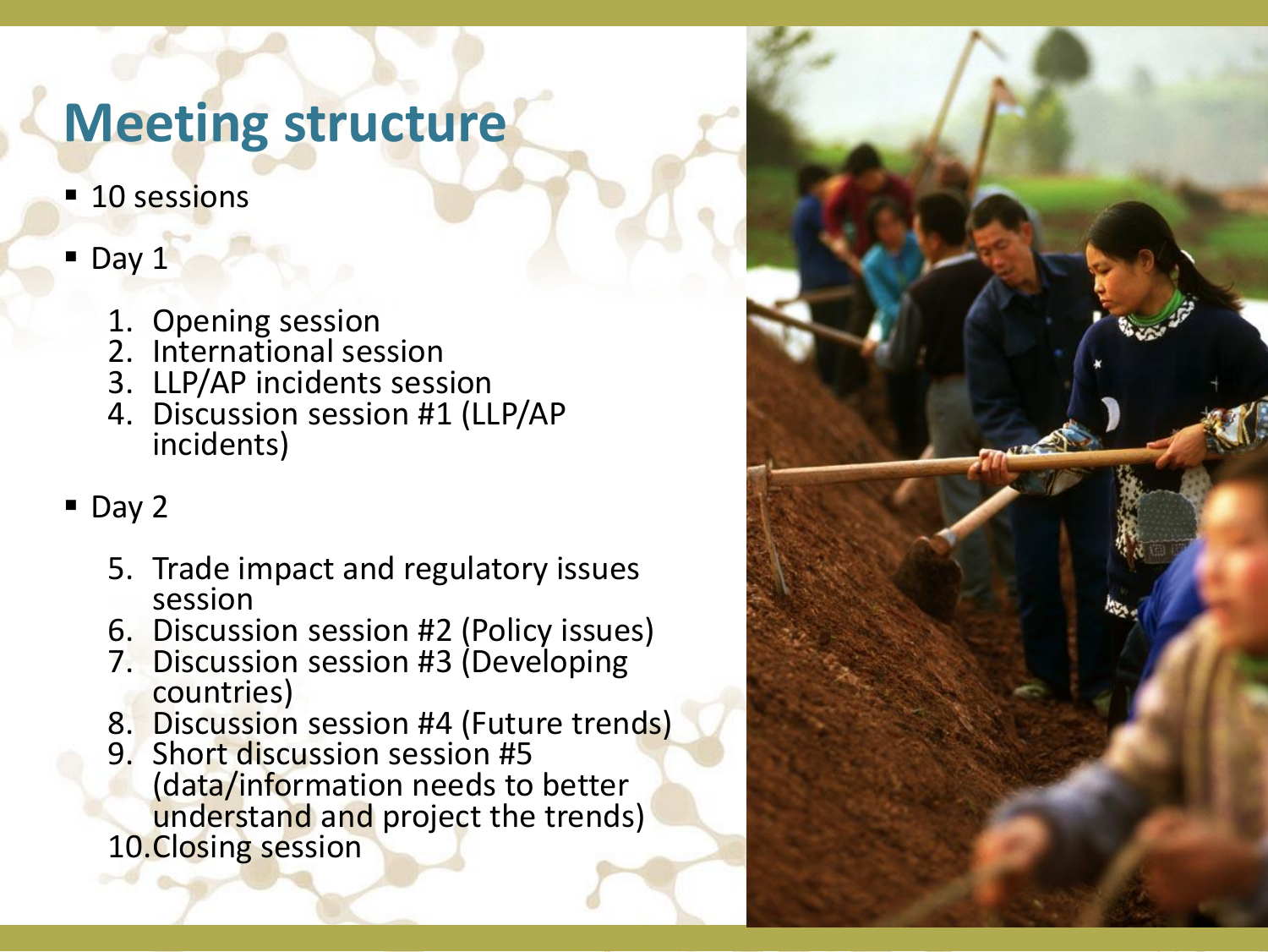# Meeting structure

- 10 sessions
- Day 1

  1. Opening session
  2. International session
  3. LLP/AP incidents session
  4. Discussion session #1 (LLP/AP incidents)

- Day 2

  5. Trade impact and regulatory issues session
  6. Discussion session #2 (Policy issues)
  7. Discussion session #3 (Developing countries)
  8. Discussion session #4 (Future trends)
  9. Short discussion session #5 (data/information needs to better understand and project the trends)
  10. Closing session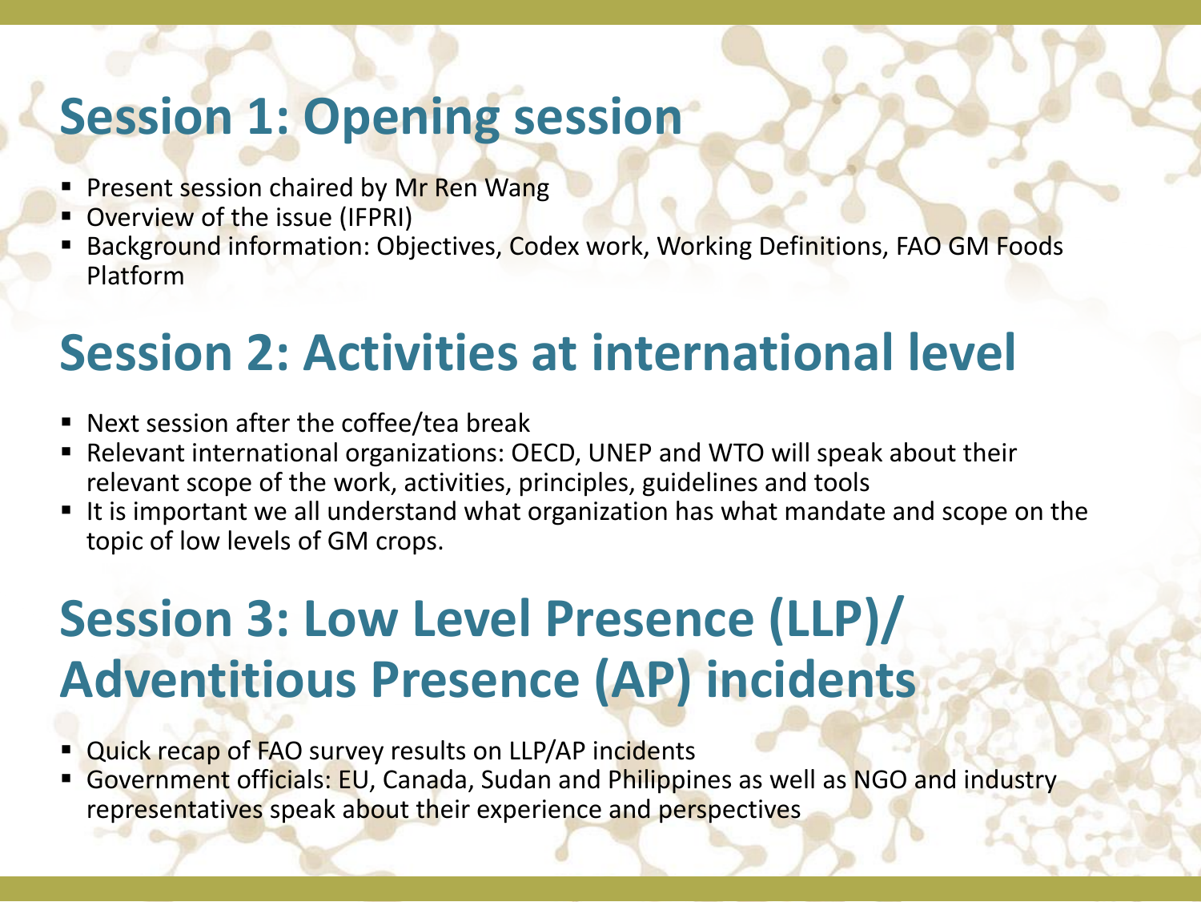## Session 1: Opening session

- Present session chaired by Mr Ren Wang
- Overview of the issue (IFPRI)
- Background information: Objectives, Codex work, Working Definitions, FAO GM Foods Platform

## Session 2: Activities at international level

- Next session after the coffee/tea break
- Relevant international organizations: OECD, UNEP and WTO will speak about their relevant scope of the work, activities, principles, guidelines and tools
- It is important we all understand what organization has what mandate and scope on the topic of low levels of GM crops.

## Session 3: Low Level Presence (LLP)/ Adventitious Presence (AP) incidents

- Quick recap of FAO survey results on LLP/AP incidents
- Government officials: EU, Canada, Sudan and Philippines as well as NGO and industry representatives speak about their experience and perspectives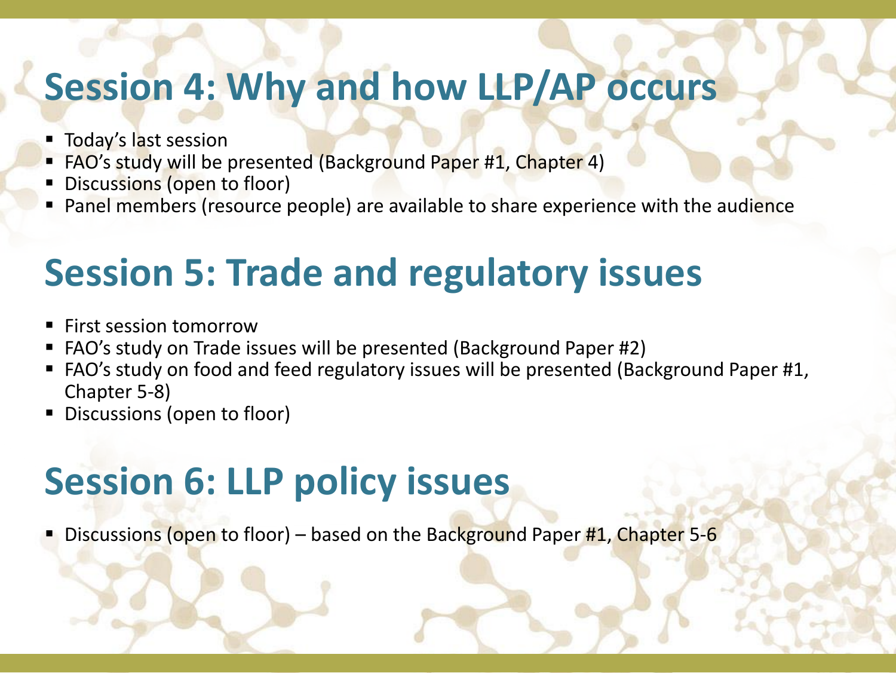## Session 4: Why and how LLP/AP occurs

- Today's last session
- FAO's study will be presented (Background Paper #1, Chapter 4)
- Discussions (open to floor)
- Panel members (resource people) are available to share experience with the audience

## Session 5: Trade and regulatory issues

- First session tomorrow
- FAO's study on Trade issues will be presented (Background Paper #2)
- FAO's study on food and feed regulatory issues will be presented (Background Paper #1, Chapter 5-8)
- Discussions (open to floor)

## Session 6: LLP policy issues

- Discussions (open to floor) – based on the Background Paper #1, Chapter 5-6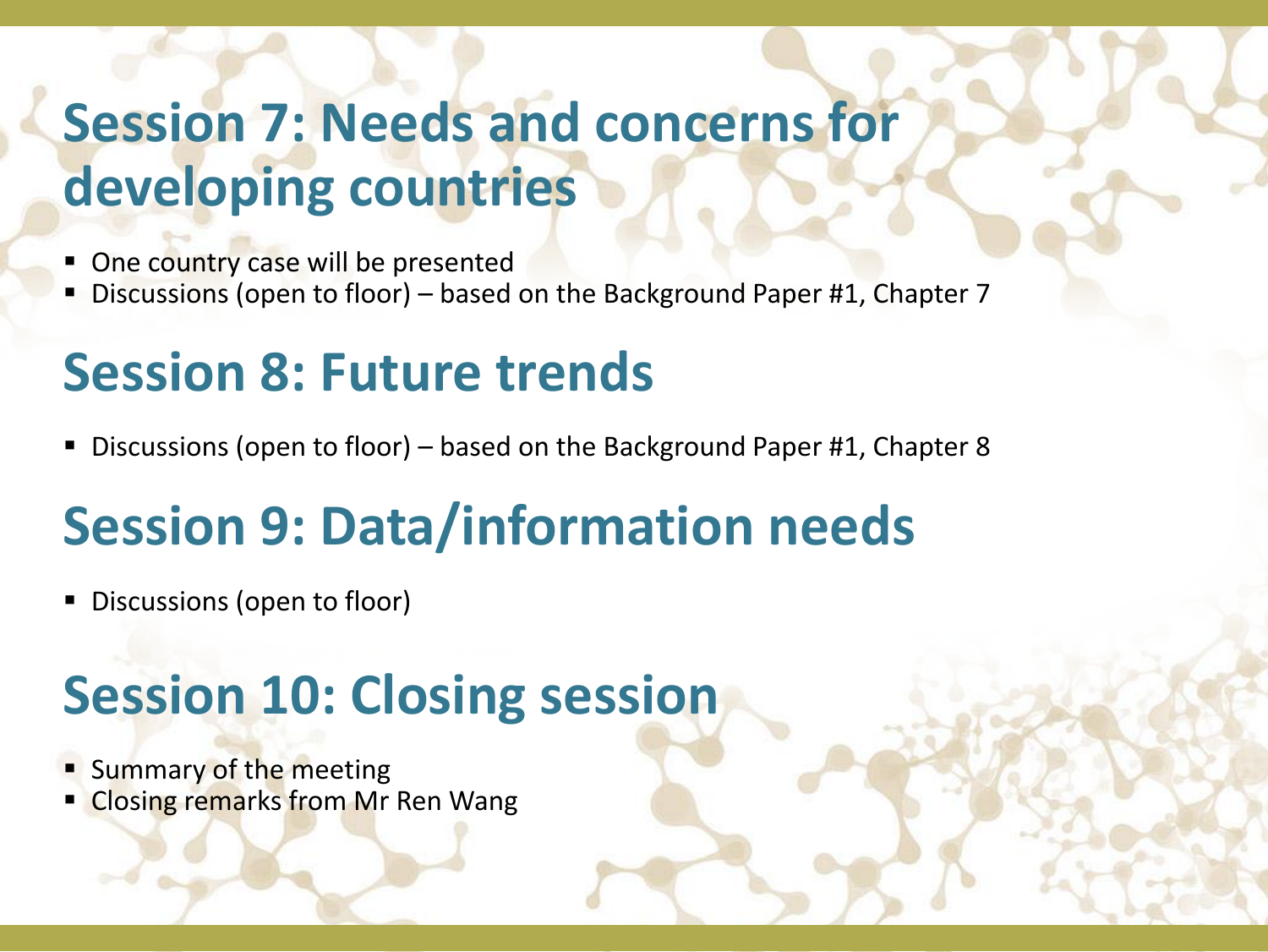## Session 7: Needs and concerns for developing countries

- One country case will be presented
- Discussions (open to floor) – based on the Background Paper #1, Chapter 7

## Session 8: Future trends

- Discussions (open to floor) – based on the Background Paper #1, Chapter 8

## Session 9: Data/information needs

- Discussions (open to floor)

## Session 10: Closing session

- Summary of the meeting
- Closing remarks from Mr Ren Wang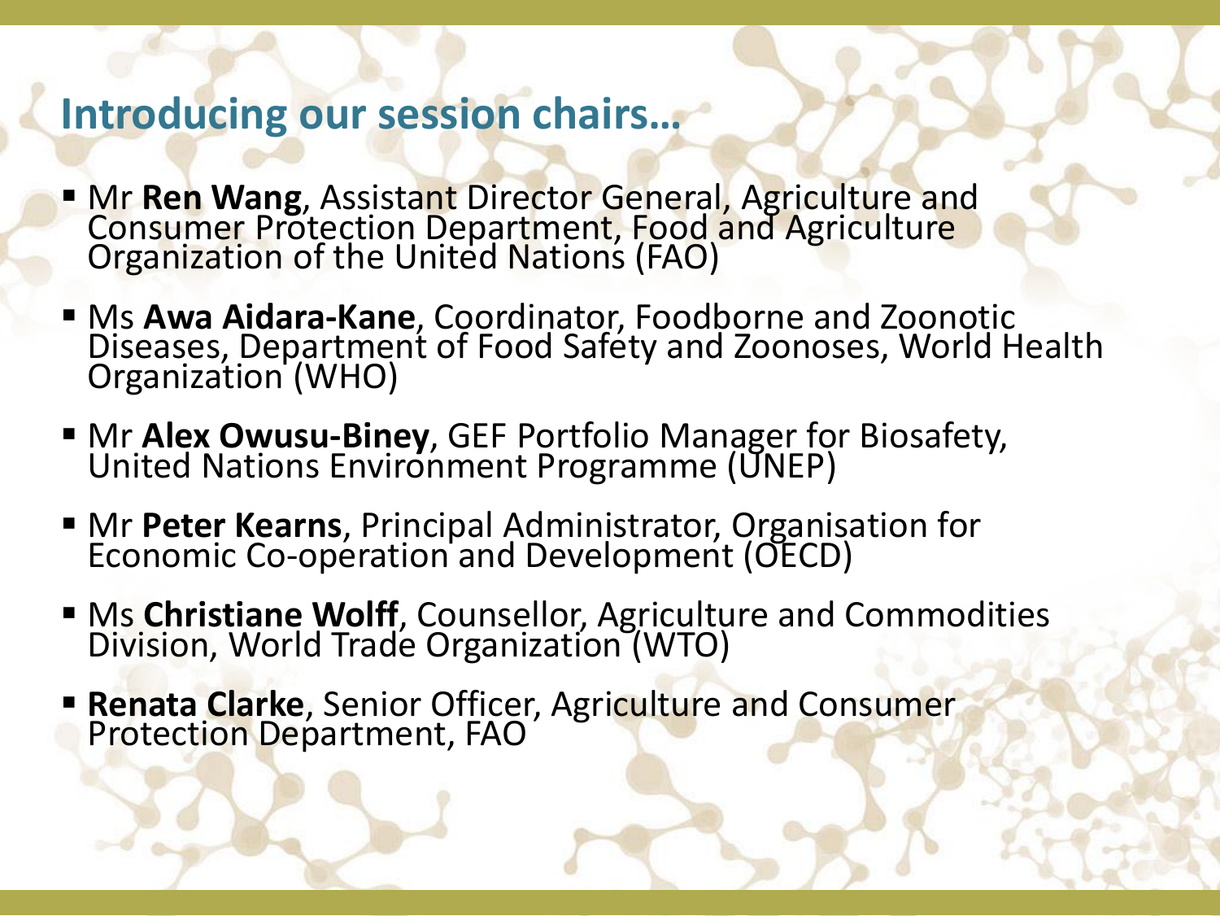## Introducing our session chairs…

- Mr **Ren Wang**, Assistant Director General, Agriculture and Consumer Protection Department, Food and Agriculture Organization of the United Nations (FAO)
- Ms **Awa Aidara-Kane**, Coordinator, Foodborne and Zoonotic Diseases, Department of Food Safety and Zoonoses, World Health Organization (WHO)
- Mr **Alex Owusu-Biney**, GEF Portfolio Manager for Biosafety, United Nations Environment Programme (UNEP)
- Mr **Peter Kearns**, Principal Administrator, Organisation for Economic Co-operation and Development (OECD)
- Ms **Christiane Wolff**, Counsellor, Agriculture and Commodities Division, World Trade Organization (WTO)
- **Renata Clarke**, Senior Officer, Agriculture and Consumer Protection Department, FAO